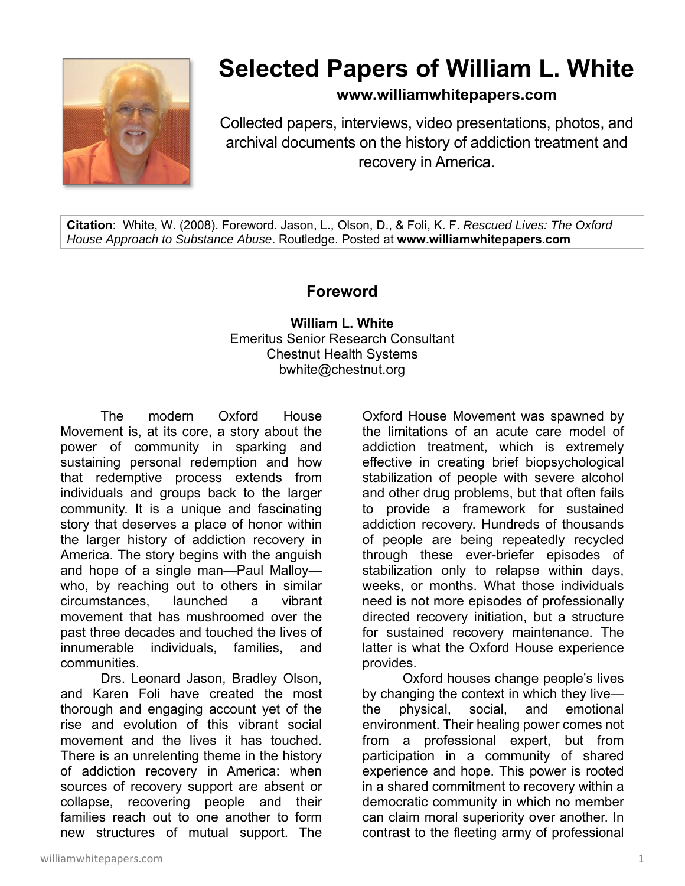# Selected Papers of William L. White

**www.williamwhitepapers.com**

Collected papers, interviews, video presentations, photos, and archival documents on the history of addiction treatment and recovery in America.

**Citation**: White, W. (2008). Foreword. Jason, L., Olson, D., & Foli, K. F. *Rescued Lives: The Oxford House Approach to Substance Abuse*. Routledge. Posted at **www.williamwhitepapers.com**

## Foreword

**William L. White**
Emeritus Senior Research Consultant
Chestnut Health Systems
bwhite@chestnut.org

The modern Oxford House Movement is, at its core, a story about the power of community in sparking and sustaining personal redemption and how that redemptive process extends from individuals and groups back to the larger community. It is a unique and fascinating story that deserves a place of honor within the larger history of addiction recovery in America. The story begins with the anguish and hope of a single man—Paul Malloy—who, by reaching out to others in similar circumstances, launched a vibrant movement that has mushroomed over the past three decades and touched the lives of innumerable individuals, families, and communities.

Drs. Leonard Jason, Bradley Olson, and Karen Foli have created the most thorough and engaging account yet of the rise and evolution of this vibrant social movement and the lives it has touched. There is an unrelenting theme in the history of addiction recovery in America: when sources of recovery support are absent or collapse, recovering people and their families reach out to one another to form new structures of mutual support. The Oxford House Movement was spawned by the limitations of an acute care model of addiction treatment, which is extremely effective in creating brief biopsychological stabilization of people with severe alcohol and other drug problems, but that often fails to provide a framework for sustained addiction recovery. Hundreds of thousands of people are being repeatedly recycled through these ever-briefer episodes of stabilization only to relapse within days, weeks, or months. What those individuals need is not more episodes of professionally directed recovery initiation, but a structure for sustained recovery maintenance. The latter is what the Oxford House experience provides.

Oxford houses change people's lives by changing the context in which they live—the physical, social, and emotional environment. Their healing power comes not from a professional expert, but from participation in a community of shared experience and hope. This power is rooted in a shared commitment to recovery within a democratic community in which no member can claim moral superiority over another. In contrast to the fleeting army of professional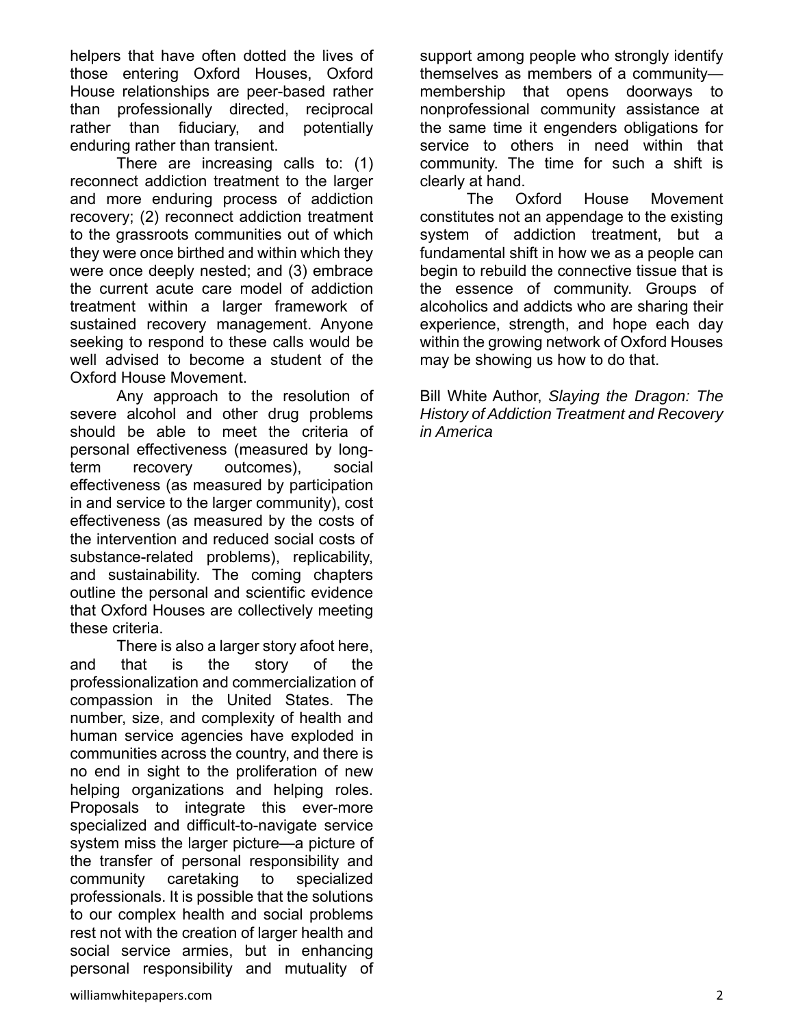helpers that have often dotted the lives of those entering Oxford Houses, Oxford House relationships are peer-based rather than professionally directed, reciprocal rather than fiduciary, and potentially enduring rather than transient.

There are increasing calls to: (1) reconnect addiction treatment to the larger and more enduring process of addiction recovery; (2) reconnect addiction treatment to the grassroots communities out of which they were once birthed and within which they were once deeply nested; and (3) embrace the current acute care model of addiction treatment within a larger framework of sustained recovery management. Anyone seeking to respond to these calls would be well advised to become a student of the Oxford House Movement.

Any approach to the resolution of severe alcohol and other drug problems should be able to meet the criteria of personal effectiveness (measured by long-term recovery outcomes), social effectiveness (as measured by participation in and service to the larger community), cost effectiveness (as measured by the costs of the intervention and reduced social costs of substance-related problems), replicability, and sustainability. The coming chapters outline the personal and scientific evidence that Oxford Houses are collectively meeting these criteria.

There is also a larger story afoot here, and that is the story of the professionalization and commercialization of compassion in the United States. The number, size, and complexity of health and human service agencies have exploded in communities across the country, and there is no end in sight to the proliferation of new helping organizations and helping roles. Proposals to integrate this ever-more specialized and difficult-to-navigate service system miss the larger picture—a picture of the transfer of personal responsibility and community caretaking to specialized professionals. It is possible that the solutions to our complex health and social problems rest not with the creation of larger health and social service armies, but in enhancing personal responsibility and mutuality of support among people who strongly identify themselves as members of a community—membership that opens doorways to nonprofessional community assistance at the same time it engenders obligations for service to others in need within that community. The time for such a shift is clearly at hand.

The Oxford House Movement constitutes not an appendage to the existing system of addiction treatment, but a fundamental shift in how we as a people can begin to rebuild the connective tissue that is the essence of community. Groups of alcoholics and addicts who are sharing their experience, strength, and hope each day within the growing network of Oxford Houses may be showing us how to do that.

Bill White Author, *Slaying the Dragon: The History of Addiction Treatment and Recovery in America*